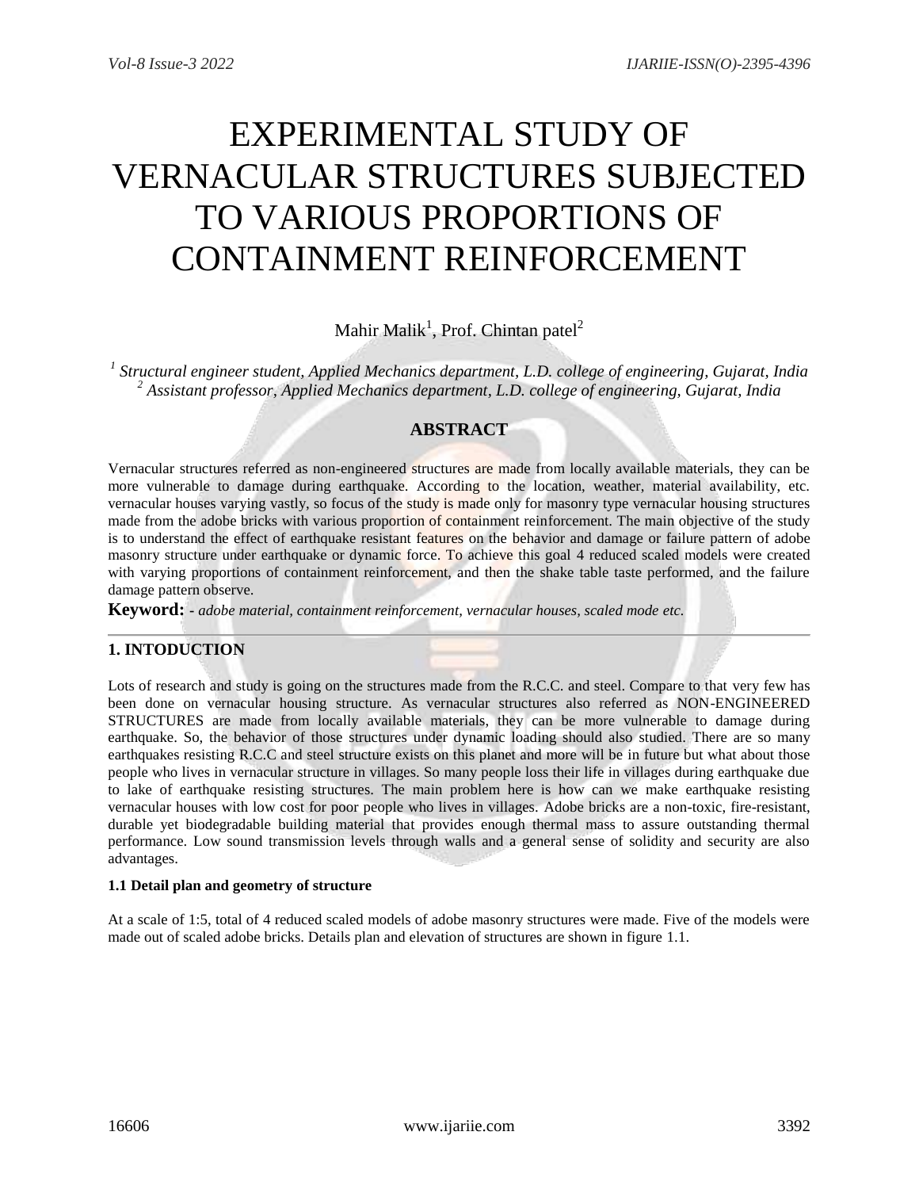# EXPERIMENTAL STUDY OF VERNACULAR STRUCTURES SUBJECTED TO VARIOUS PROPORTIONS OF CONTAINMENT REINFORCEMENT

Mahir Malik[1], Prof. Chintan patel[2]

[1] *Structural engineer student, Applied Mechanics department, L.D. college of engineering, Gujarat, India*
[2] *Assistant professor, Applied Mechanics department, L.D. college of engineering, Gujarat, India*

## ABSTRACT

Vernacular structures referred as non-engineered structures are made from locally available materials, they can be more vulnerable to damage during earthquake. According to the location, weather, material availability, etc. vernacular houses varying vastly, so focus of the study is made only for masonry type vernacular housing structures made from the adobe bricks with various proportion of containment reinforcement. The main objective of the study is to understand the effect of earthquake resistant features on the behavior and damage or failure pattern of adobe masonry structure under earthquake or dynamic force. To achieve this goal 4 reduced scaled models were created with varying proportions of containment reinforcement, and then the shake table taste performed, and the failure damage pattern observe.

**Keyword:** *- adobe material, containment reinforcement, vernacular houses, scaled mode etc.*

## 1. INTODUCTION

Lots of research and study is going on the structures made from the R.C.C. and steel. Compare to that very few has been done on vernacular housing structure. As vernacular structures also referred as NON-ENGINEERED STRUCTURES are made from locally available materials, they can be more vulnerable to damage during earthquake. So, the behavior of those structures under dynamic loading should also studied. There are so many earthquakes resisting R.C.C and steel structure exists on this planet and more will be in future but what about those people who lives in vernacular structure in villages. So many people loss their life in villages during earthquake due to lake of earthquake resisting structures. The main problem here is how can we make earthquake resisting vernacular houses with low cost for poor people who lives in villages. Adobe bricks are a non-toxic, fire-resistant, durable yet biodegradable building material that provides enough thermal mass to assure outstanding thermal performance. Low sound transmission levels through walls and a general sense of solidity and security are also advantages.

### 1.1 Detail plan and geometry of structure

At a scale of 1:5, total of 4 reduced scaled models of adobe masonry structures were made. Five of the models were made out of scaled adobe bricks. Details plan and elevation of structures are shown in figure 1.1.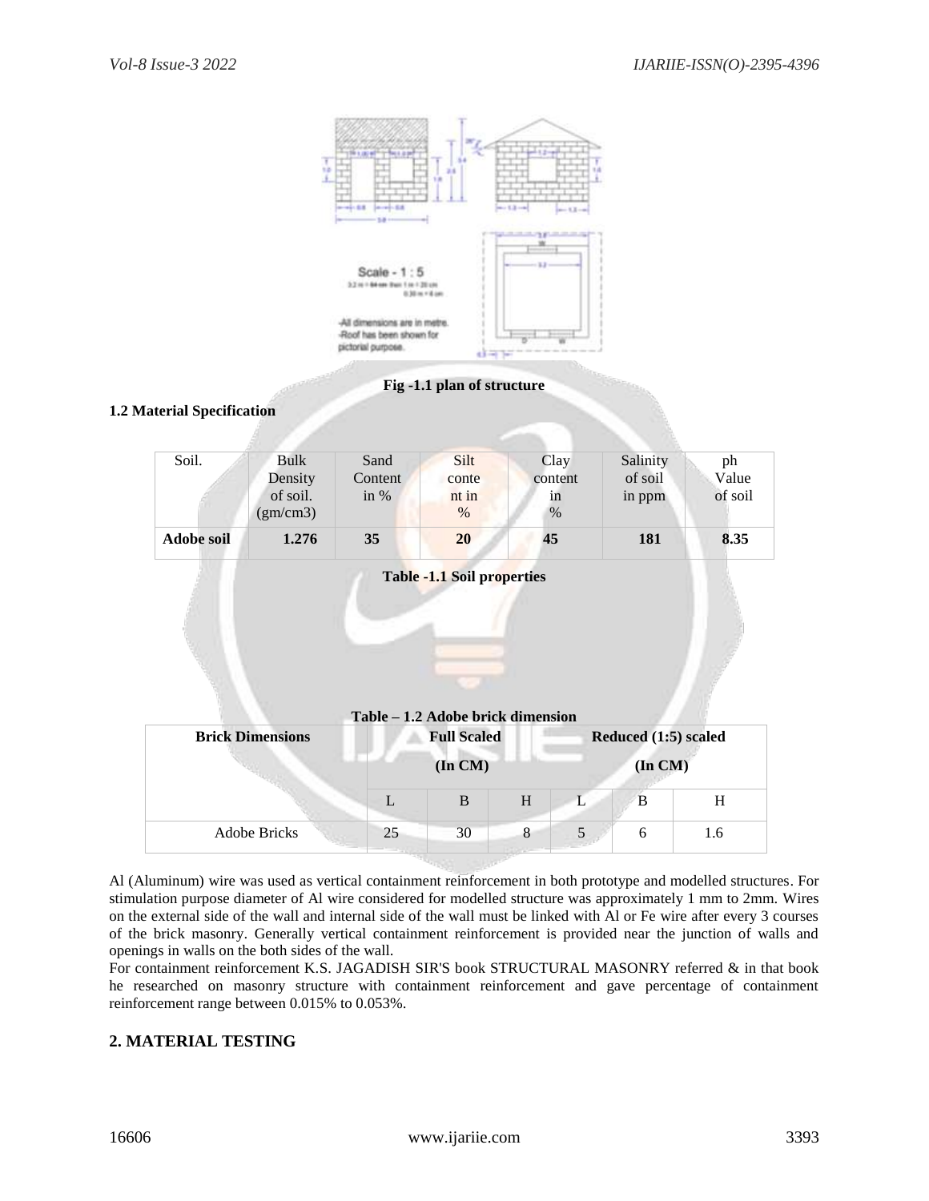Fig -1.1 plan of structure

### 1.2 Material Specification

| Soil. | Bulk Density of soil. (gm/cm3) | Sand Content in % | Silt content in % | Clay content in % | Salinity of soil in ppm | ph Value of soil |
|---|---|---|---|---|---|---|
| **Adobe soil** | **1.276** | **35** | **20** | **45** | **181** | **8.35** |

**Table -1.1 Soil properties**

**Table – 1.2 Adobe brick dimension**

| **Brick Dimensions** | **Full Scaled (In CM)** | | | **Reduced (1:5) scaled (In CM)** | | |
|---|---|---|---|---|---|---|
| | L | B | H | L | B | H |
| Adobe Bricks | 25 | 30 | 8 | 5 | 6 | 1.6 |

Al (Aluminum) wire was used as vertical containment reinforcement in both prototype and modelled structures. For stimulation purpose diameter of Al wire considered for modelled structure was approximately 1 mm to 2mm. Wires on the external side of the wall and internal side of the wall must be linked with Al or Fe wire after every 3 courses of the brick masonry. Generally vertical containment reinforcement is provided near the junction of walls and openings in walls on the both sides of the wall.

For containment reinforcement K.S. JAGADISH SIR'S book STRUCTURAL MASONRY referred & in that book he researched on masonry structure with containment reinforcement and gave percentage of containment reinforcement range between 0.015% to 0.053%.

## 2. MATERIAL TESTING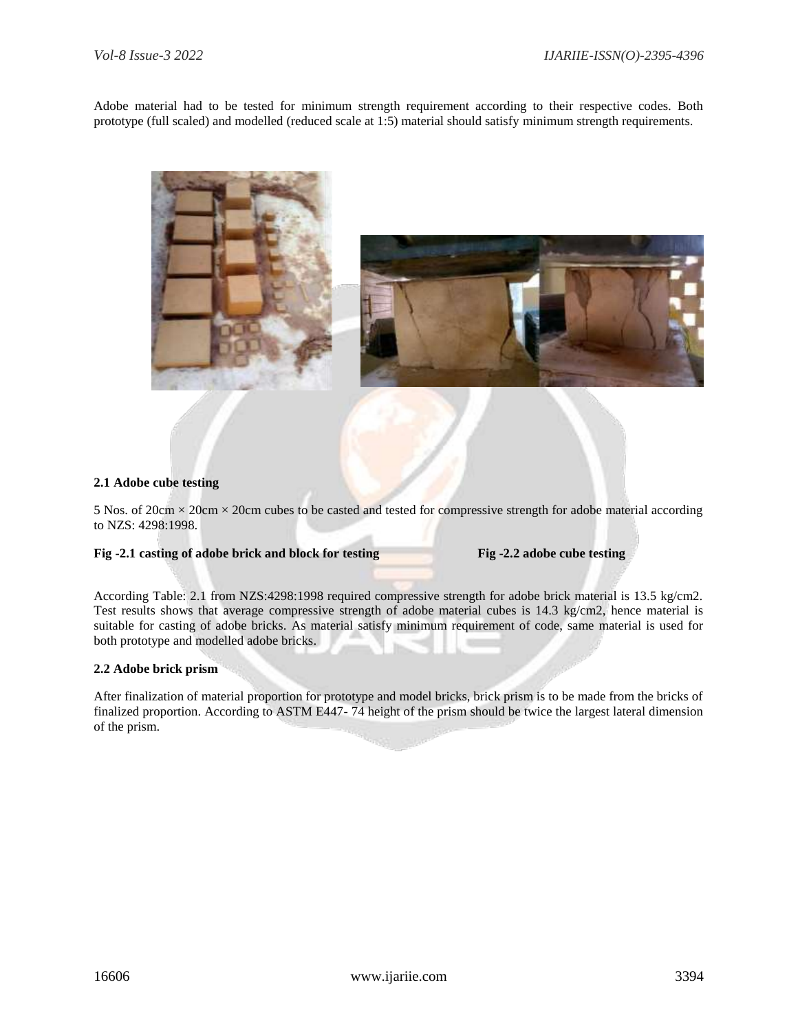Adobe material had to be tested for minimum strength requirement according to their respective codes. Both prototype (full scaled) and modelled (reduced scale at 1:5) material should satisfy minimum strength requirements.

**Fig -2.1 casting of adobe brick and block for testing** **Fig -2.2 adobe cube testing**

### 2.1 Adobe cube testing

5 Nos. of 20cm × 20cm × 20cm cubes to be casted and tested for compressive strength for adobe material according to NZS: 4298:1998.

According Table: 2.1 from NZS:4298:1998 required compressive strength for adobe brick material is 13.5 kg/cm2. Test results shows that average compressive strength of adobe material cubes is 14.3 kg/cm2, hence material is suitable for casting of adobe bricks. As material satisfy minimum requirement of code, same material is used for both prototype and modelled adobe bricks.

### 2.2 Adobe brick prism

After finalization of material proportion for prototype and model bricks, brick prism is to be made from the bricks of finalized proportion. According to ASTM E447- 74 height of the prism should be twice the largest lateral dimension of the prism.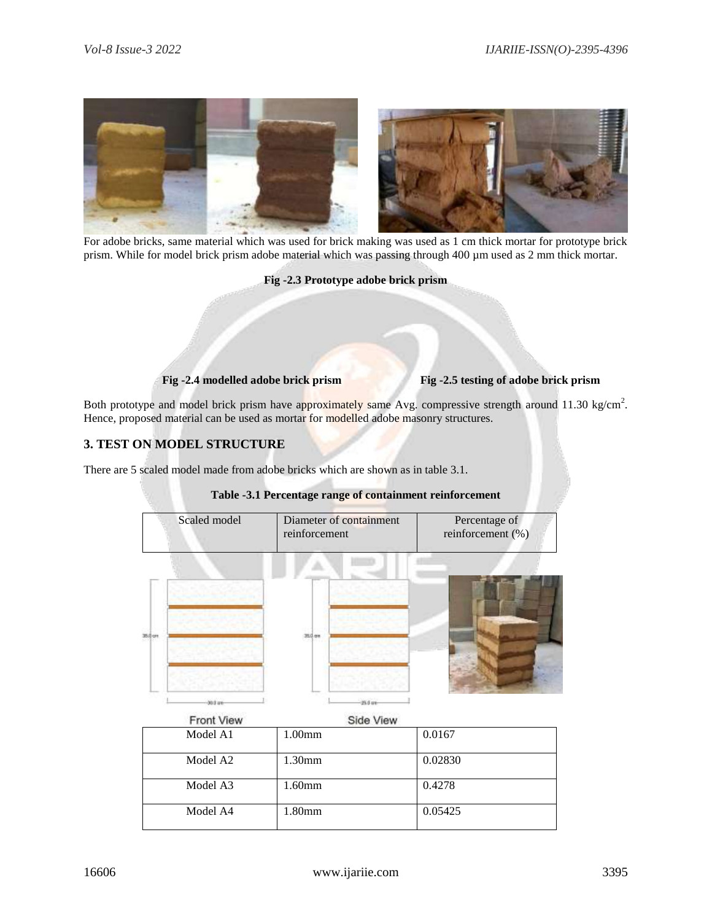For adobe bricks, same material which was used for brick making was used as 1 cm thick mortar for prototype brick prism. While for model brick prism adobe material which was passing through 400 µm used as 2 mm thick mortar.

**Fig -2.3 Prototype adobe brick prism**

**Fig -2.4 modelled adobe brick prism** **Fig -2.5 testing of adobe brick prism**

Both prototype and model brick prism have approximately same Avg. compressive strength around 11.30 kg/cm$^2$. Hence, proposed material can be used as mortar for modelled adobe masonry structures.

## 3. TEST ON MODEL STRUCTURE

There are 5 scaled model made from adobe bricks which are shown as in table 3.1.

**Table -3.1 Percentage range of containment reinforcement**

| Scaled model | Diameter of containment reinforcement | Percentage of reinforcement (%) |
|---|---|---|
| Model A1 | 1.00mm | 0.0167 |
| Model A2 | 1.30mm | 0.02830 |
| Model A3 | 1.60mm | 0.4278 |
| Model A4 | 1.80mm | 0.05425 |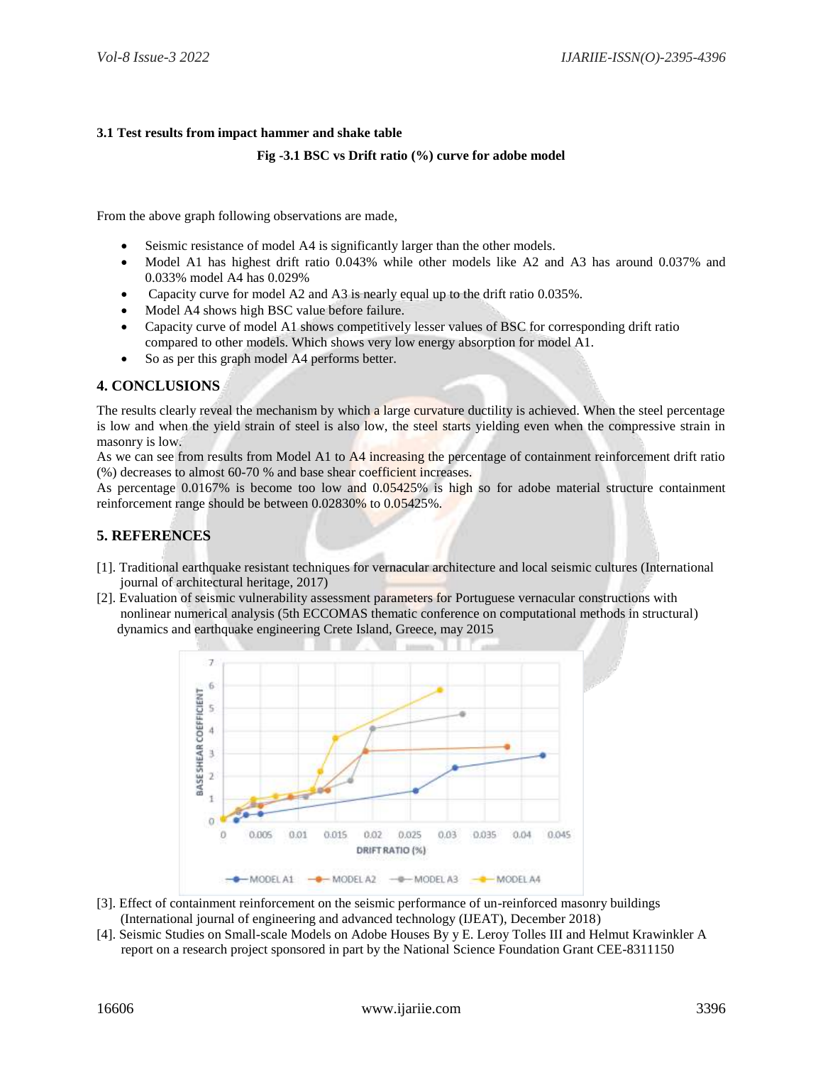### 3.1 Test results from impact hammer and shake table

**Fig -3.1 BSC vs Drift ratio (%) curve for adobe model**

From the above graph following observations are made,

- Seismic resistance of model A4 is significantly larger than the other models.
- Model A1 has highest drift ratio 0.043% while other models like A2 and A3 has around 0.037% and 0.033% model A4 has 0.029%
- Capacity curve for model A2 and A3 is nearly equal up to the drift ratio 0.035%.
- Model A4 shows high BSC value before failure.
- Capacity curve of model A1 shows competitively lesser values of BSC for corresponding drift ratio compared to other models. Which shows very low energy absorption for model A1.
- So as per this graph model A4 performs better.

## 4. CONCLUSIONS

The results clearly reveal the mechanism by which a large curvature ductility is achieved. When the steel percentage is low and when the yield strain of steel is also low, the steel starts yielding even when the compressive strain in masonry is low.

As we can see from results from Model A1 to A4 increasing the percentage of containment reinforcement drift ratio (%) decreases to almost 60-70 % and base shear coefficient increases.

As percentage 0.0167% is become too low and 0.05425% is high so for adobe material structure containment reinforcement range should be between 0.02830% to 0.05425%.

## 5. REFERENCES

[1]. Traditional earthquake resistant techniques for vernacular architecture and local seismic cultures (International journal of architectural heritage, 2017)

[2]. Evaluation of seismic vulnerability assessment parameters for Portuguese vernacular constructions with nonlinear numerical analysis (5th ECCOMAS thematic conference on computational methods in structural) dynamics and earthquake engineering Crete Island, Greece, may 2015

[3]. Effect of containment reinforcement on the seismic performance of un-reinforced masonry buildings (International journal of engineering and advanced technology (IJEAT), December 2018)

[4]. Seismic Studies on Small-scale Models on Adobe Houses By y E. Leroy Tolles III and Helmut Krawinkler A report on a research project sponsored in part by the National Science Foundation Grant CEE-8311150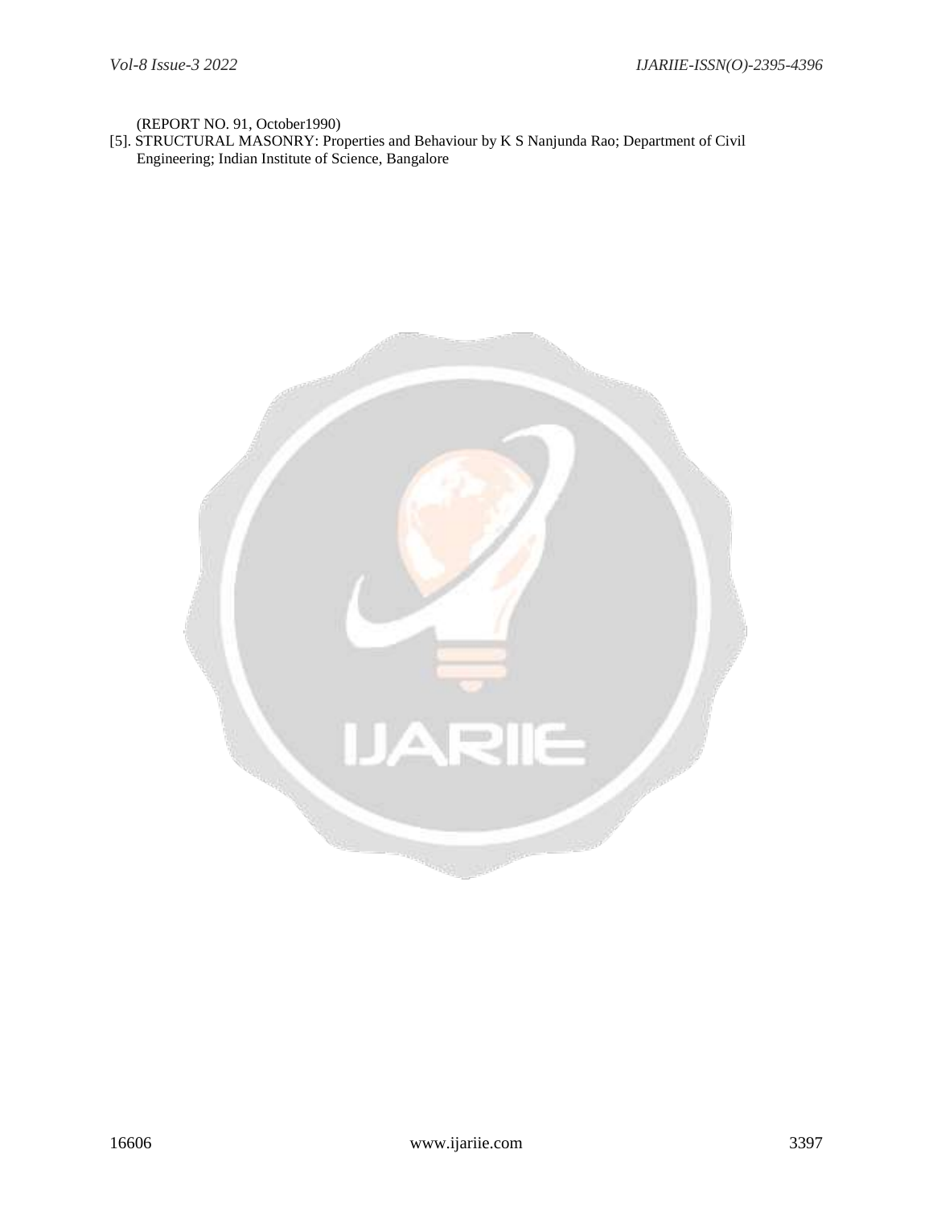(REPORT NO. 91, October1990)

[5]. STRUCTURAL MASONRY: Properties and Behaviour by K S Nanjunda Rao; Department of Civil Engineering; Indian Institute of Science, Bangalore